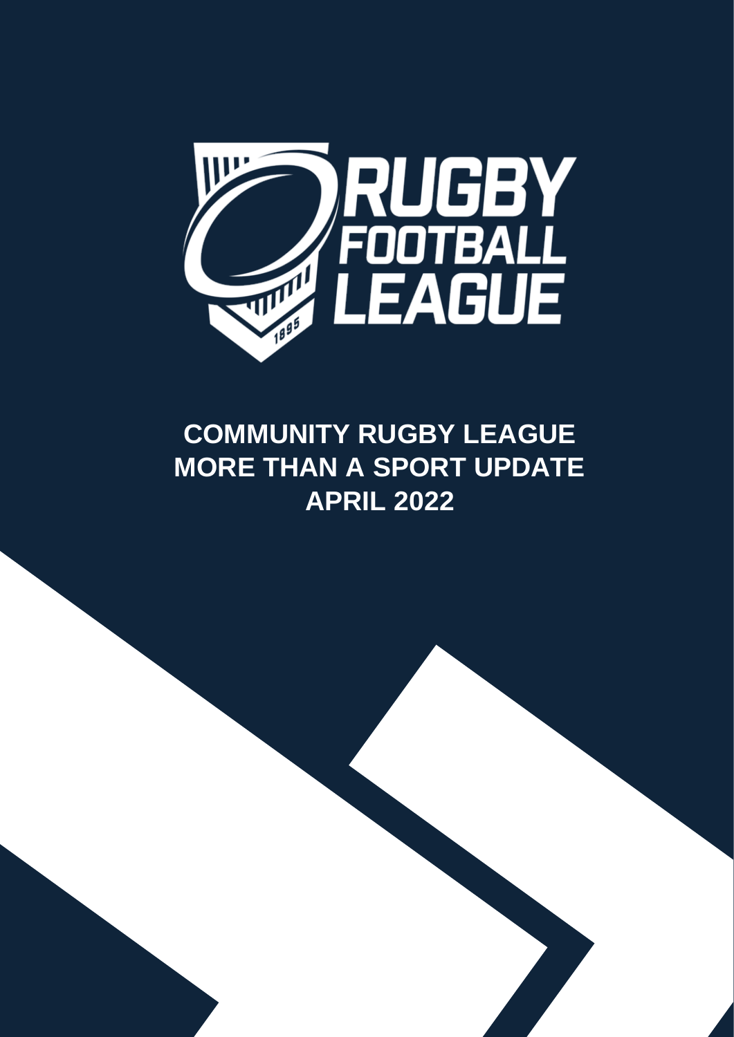# COMMUNITY RUGBY LEAGUE MORE THAN A SPORT UPDATE APRIL 2022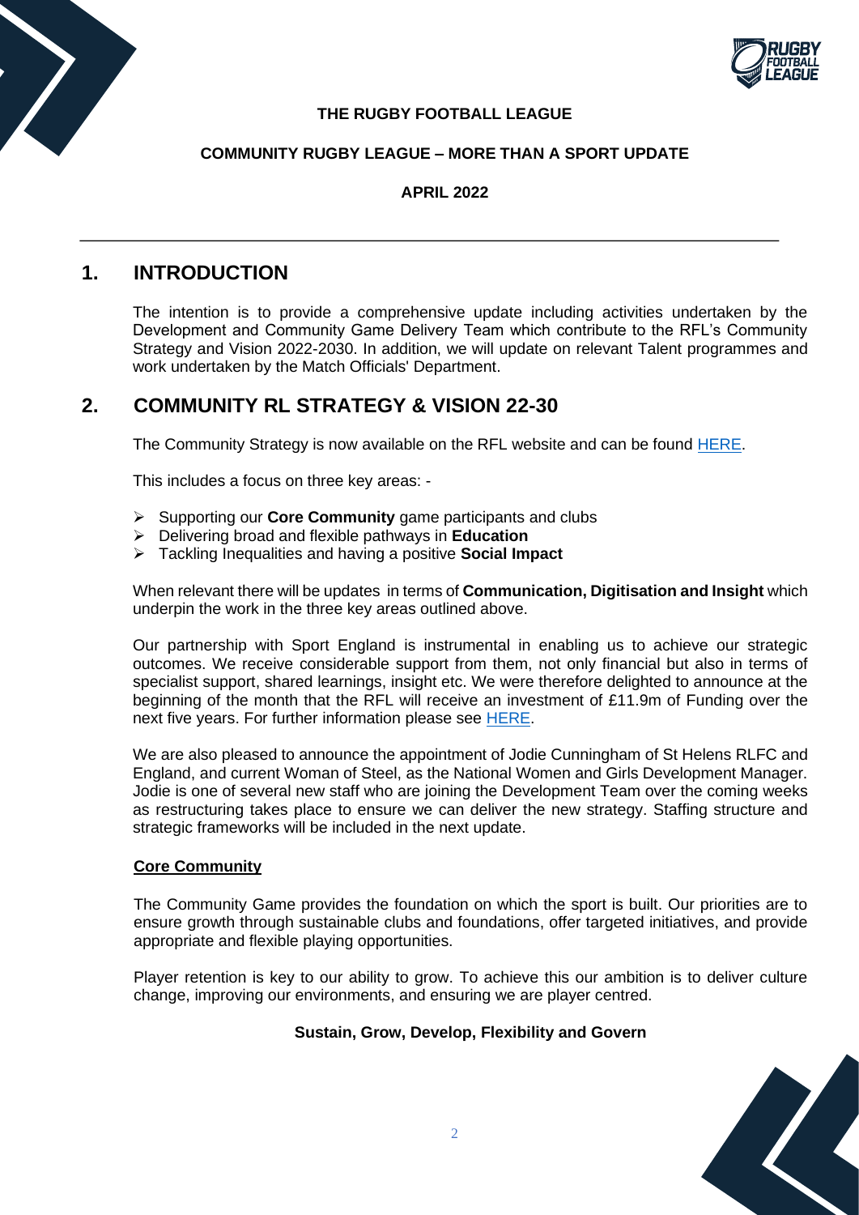**THE RUGBY FOOTBALL LEAGUE**

**COMMUNITY RUGBY LEAGUE – MORE THAN A SPORT UPDATE**

**APRIL 2022**

---

# 1. INTRODUCTION

The intention is to provide a comprehensive update including activities undertaken by the Development and Community Game Delivery Team which contribute to the RFL's Community Strategy and Vision 2022-2030. In addition, we will update on relevant Talent programmes and work undertaken by the Match Officials' Department.

# 2. COMMUNITY RL STRATEGY & VISION 22-30

The Community Strategy is now available on the RFL website and can be found HERE.

This includes a focus on three key areas: -

- Supporting our **Core Community** game participants and clubs
- Delivering broad and flexible pathways in **Education**
- Tackling Inequalities and having a positive **Social Impact**

When relevant there will be updates in terms of **Communication, Digitisation and Insight** which underpin the work in the three key areas outlined above.

Our partnership with Sport England is instrumental in enabling us to achieve our strategic outcomes. We receive considerable support from them, not only financial but also in terms of specialist support, shared learnings, insight etc. We were therefore delighted to announce at the beginning of the month that the RFL will receive an investment of £11.9m of Funding over the next five years. For further information please see HERE.

We are also pleased to announce the appointment of Jodie Cunningham of St Helens RLFC and England, and current Woman of Steel, as the National Women and Girls Development Manager. Jodie is one of several new staff who are joining the Development Team over the coming weeks as restructuring takes place to ensure we can deliver the new strategy. Staffing structure and strategic frameworks will be included in the next update.

**Core Community**

The Community Game provides the foundation on which the sport is built. Our priorities are to ensure growth through sustainable clubs and foundations, offer targeted initiatives, and provide appropriate and flexible playing opportunities.

Player retention is key to our ability to grow. To achieve this our ambition is to deliver culture change, improving our environments, and ensuring we are player centred.

**Sustain, Grow, Develop, Flexibility and Govern**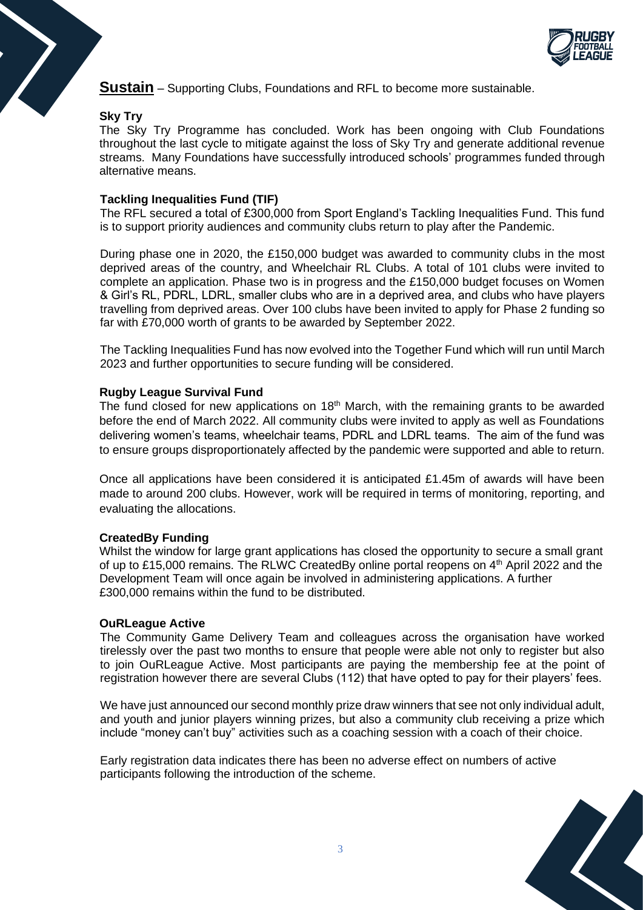## **Sustain** – Supporting Clubs, Foundations and RFL to become more sustainable.

### Sky Try

The Sky Try Programme has concluded. Work has been ongoing with Club Foundations throughout the last cycle to mitigate against the loss of Sky Try and generate additional revenue streams. Many Foundations have successfully introduced schools' programmes funded through alternative means.

### Tackling Inequalities Fund (TIF)

The RFL secured a total of £300,000 from Sport England's Tackling Inequalities Fund. This fund is to support priority audiences and community clubs return to play after the Pandemic.

During phase one in 2020, the £150,000 budget was awarded to community clubs in the most deprived areas of the country, and Wheelchair RL Clubs. A total of 101 clubs were invited to complete an application. Phase two is in progress and the £150,000 budget focuses on Women & Girl's RL, PDRL, LDRL, smaller clubs who are in a deprived area, and clubs who have players travelling from deprived areas. Over 100 clubs have been invited to apply for Phase 2 funding so far with £70,000 worth of grants to be awarded by September 2022.

The Tackling Inequalities Fund has now evolved into the Together Fund which will run until March 2023 and further opportunities to secure funding will be considered.

### Rugby League Survival Fund

The fund closed for new applications on 18th March, with the remaining grants to be awarded before the end of March 2022. All community clubs were invited to apply as well as Foundations delivering women's teams, wheelchair teams, PDRL and LDRL teams. The aim of the fund was to ensure groups disproportionately affected by the pandemic were supported and able to return.

Once all applications have been considered it is anticipated £1.45m of awards will have been made to around 200 clubs. However, work will be required in terms of monitoring, reporting, and evaluating the allocations.

### CreatedBy Funding

Whilst the window for large grant applications has closed the opportunity to secure a small grant of up to £15,000 remains. The RLWC CreatedBy online portal reopens on 4th April 2022 and the Development Team will once again be involved in administering applications. A further £300,000 remains within the fund to be distributed.

### OuRLeague Active

The Community Game Delivery Team and colleagues across the organisation have worked tirelessly over the past two months to ensure that people were able not only to register but also to join OuRLeague Active. Most participants are paying the membership fee at the point of registration however there are several Clubs (112) that have opted to pay for their players' fees.

We have just announced our second monthly prize draw winners that see not only individual adult, and youth and junior players winning prizes, but also a community club receiving a prize which include "money can't buy" activities such as a coaching session with a coach of their choice.

Early registration data indicates there has been no adverse effect on numbers of active participants following the introduction of the scheme.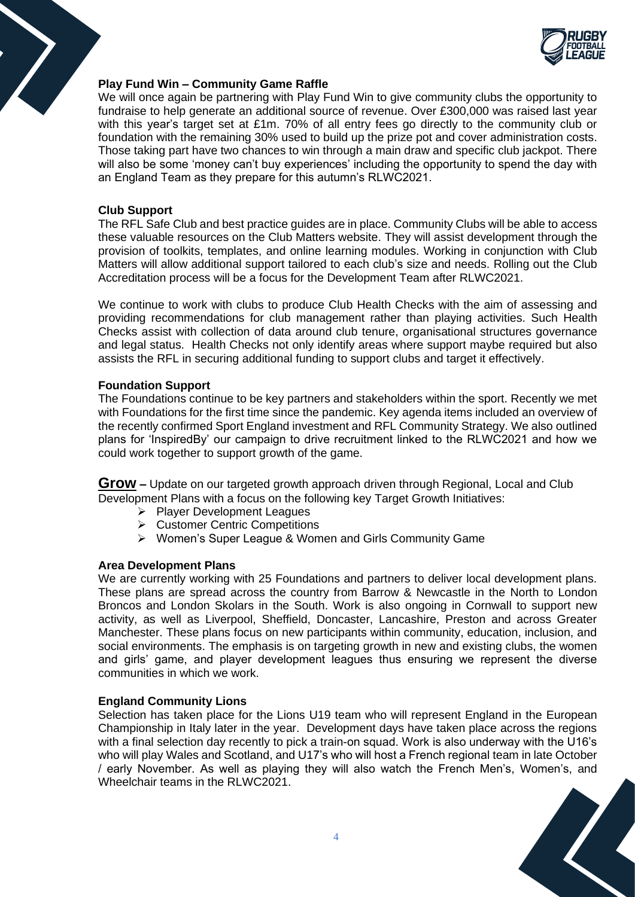### Play Fund Win – Community Game Raffle

We will once again be partnering with Play Fund Win to give community clubs the opportunity to fundraise to help generate an additional source of revenue. Over £300,000 was raised last year with this year's target set at £1m. 70% of all entry fees go directly to the community club or foundation with the remaining 30% used to build up the prize pot and cover administration costs. Those taking part have two chances to win through a main draw and specific club jackpot. There will also be some 'money can't buy experiences' including the opportunity to spend the day with an England Team as they prepare for this autumn's RLWC2021.

### Club Support

The RFL Safe Club and best practice guides are in place. Community Clubs will be able to access these valuable resources on the Club Matters website. They will assist development through the provision of toolkits, templates, and online learning modules. Working in conjunction with Club Matters will allow additional support tailored to each club's size and needs. Rolling out the Club Accreditation process will be a focus for the Development Team after RLWC2021.

We continue to work with clubs to produce Club Health Checks with the aim of assessing and providing recommendations for club management rather than playing activities. Such Health Checks assist with collection of data around club tenure, organisational structures governance and legal status. Health Checks not only identify areas where support maybe required but also assists the RFL in securing additional funding to support clubs and target it effectively.

### Foundation Support

The Foundations continue to be key partners and stakeholders within the sport. Recently we met with Foundations for the first time since the pandemic. Key agenda items included an overview of the recently confirmed Sport England investment and RFL Community Strategy. We also outlined plans for 'InspiredBy' our campaign to drive recruitment linked to the RLWC2021 and how we could work together to support growth of the game.

## Grow

**Grow –** Update on our targeted growth approach driven through Regional, Local and Club Development Plans with a focus on the following key Target Growth Initiatives:

- Player Development Leagues
- Customer Centric Competitions
- Women's Super League & Women and Girls Community Game

### Area Development Plans

We are currently working with 25 Foundations and partners to deliver local development plans. These plans are spread across the country from Barrow & Newcastle in the North to London Broncos and London Skolars in the South. Work is also ongoing in Cornwall to support new activity, as well as Liverpool, Sheffield, Doncaster, Lancashire, Preston and across Greater Manchester. These plans focus on new participants within community, education, inclusion, and social environments. The emphasis is on targeting growth in new and existing clubs, the women and girls' game, and player development leagues thus ensuring we represent the diverse communities in which we work.

### England Community Lions

Selection has taken place for the Lions U19 team who will represent England in the European Championship in Italy later in the year. Development days have taken place across the regions with a final selection day recently to pick a train-on squad. Work is also underway with the U16's who will play Wales and Scotland, and U17's who will host a French regional team in late October / early November. As well as playing they will also watch the French Men's, Women's, and Wheelchair teams in the RLWC2021.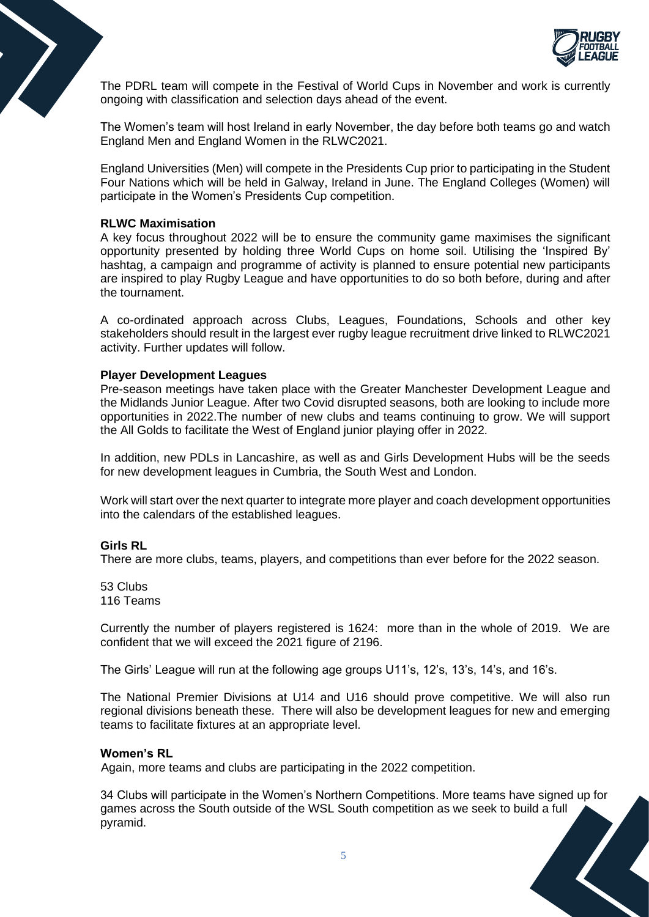The PDRL team will compete in the Festival of World Cups in November and work is currently ongoing with classification and selection days ahead of the event.

The Women's team will host Ireland in early November, the day before both teams go and watch England Men and England Women in the RLWC2021.

England Universities (Men) will compete in the Presidents Cup prior to participating in the Student Four Nations which will be held in Galway, Ireland in June. The England Colleges (Women) will participate in the Women's Presidents Cup competition.

**RLWC Maximisation**

A key focus throughout 2022 will be to ensure the community game maximises the significant opportunity presented by holding three World Cups on home soil. Utilising the 'Inspired By' hashtag, a campaign and programme of activity is planned to ensure potential new participants are inspired to play Rugby League and have opportunities to do so both before, during and after the tournament.

A co-ordinated approach across Clubs, Leagues, Foundations, Schools and other key stakeholders should result in the largest ever rugby league recruitment drive linked to RLWC2021 activity. Further updates will follow.

**Player Development Leagues**

Pre-season meetings have taken place with the Greater Manchester Development League and the Midlands Junior League. After two Covid disrupted seasons, both are looking to include more opportunities in 2022.The number of new clubs and teams continuing to grow. We will support the All Golds to facilitate the West of England junior playing offer in 2022.

In addition, new PDLs in Lancashire, as well as and Girls Development Hubs will be the seeds for new development leagues in Cumbria, the South West and London.

Work will start over the next quarter to integrate more player and coach development opportunities into the calendars of the established leagues.

**Girls RL**

There are more clubs, teams, players, and competitions than ever before for the 2022 season.

53 Clubs
116 Teams

Currently the number of players registered is 1624: more than in the whole of 2019. We are confident that we will exceed the 2021 figure of 2196.

The Girls' League will run at the following age groups U11's, 12's, 13's, 14's, and 16's.

The National Premier Divisions at U14 and U16 should prove competitive. We will also run regional divisions beneath these. There will also be development leagues for new and emerging teams to facilitate fixtures at an appropriate level.

**Women's RL**

Again, more teams and clubs are participating in the 2022 competition.

34 Clubs will participate in the Women's Northern Competitions. More teams have signed up for games across the South outside of the WSL South competition as we seek to build a full pyramid.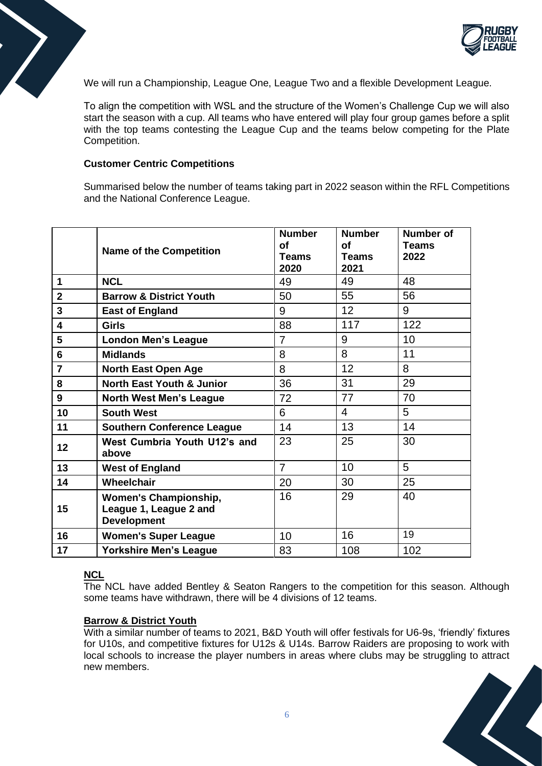We will run a Championship, League One, League Two and a flexible Development League.

To align the competition with WSL and the structure of the Women's Challenge Cup we will also start the season with a cup. All teams who have entered will play four group games before a split with the top teams contesting the League Cup and the teams below competing for the Plate Competition.

**Customer Centric Competitions**

Summarised below the number of teams taking part in 2022 season within the RFL Competitions and the National Conference League.

| | Name of the Competition | Number of Teams 2020 | Number of Teams 2021 | Number of Teams 2022 |
|---|---|---|---|---|
| 1 | NCL | 49 | 49 | 48 |
| 2 | Barrow & District Youth | 50 | 55 | 56 |
| 3 | East of England | 9 | 12 | 9 |
| 4 | Girls | 88 | 117 | 122 |
| 5 | London Men's League | 7 | 9 | 10 |
| 6 | Midlands | 8 | 8 | 11 |
| 7 | North East Open Age | 8 | 12 | 8 |
| 8 | North East Youth & Junior | 36 | 31 | 29 |
| 9 | North West Men's League | 72 | 77 | 70 |
| 10 | South West | 6 | 4 | 5 |
| 11 | Southern Conference League | 14 | 13 | 14 |
| 12 | West Cumbria Youth U12's and above | 23 | 25 | 30 |
| 13 | West of England | 7 | 10 | 5 |
| 14 | Wheelchair | 20 | 30 | 25 |
| 15 | Women's Championship, League 1, League 2 and Development | 16 | 29 | 40 |
| 16 | Women's Super League | 10 | 16 | 19 |
| 17 | Yorkshire Men's League | 83 | 108 | 102 |

**NCL**

The NCL have added Bentley & Seaton Rangers to the competition for this season. Although some teams have withdrawn, there will be 4 divisions of 12 teams.

**Barrow & District Youth**

With a similar number of teams to 2021, B&D Youth will offer festivals for U6-9s, 'friendly' fixtures for U10s, and competitive fixtures for U12s & U14s. Barrow Raiders are proposing to work with local schools to increase the player numbers in areas where clubs may be struggling to attract new members.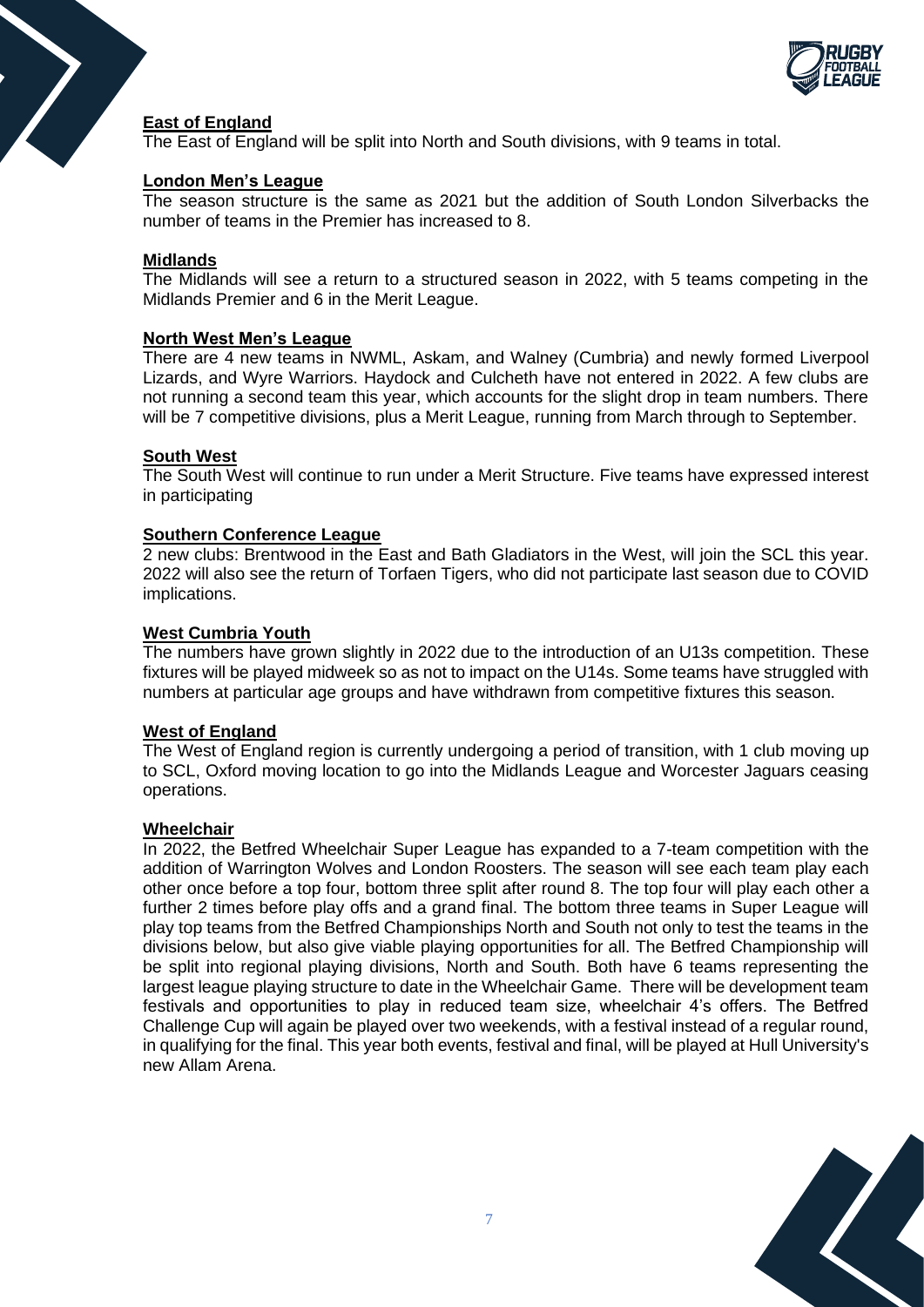**East of England**

The East of England will be split into North and South divisions, with 9 teams in total.

**London Men's League**

The season structure is the same as 2021 but the addition of South London Silverbacks the number of teams in the Premier has increased to 8.

**Midlands**

The Midlands will see a return to a structured season in 2022, with 5 teams competing in the Midlands Premier and 6 in the Merit League.

**North West Men's League**

There are 4 new teams in NWML, Askam, and Walney (Cumbria) and newly formed Liverpool Lizards, and Wyre Warriors. Haydock and Culcheth have not entered in 2022. A few clubs are not running a second team this year, which accounts for the slight drop in team numbers. There will be 7 competitive divisions, plus a Merit League, running from March through to September.

**South West**

The South West will continue to run under a Merit Structure. Five teams have expressed interest in participating

**Southern Conference League**

2 new clubs: Brentwood in the East and Bath Gladiators in the West, will join the SCL this year. 2022 will also see the return of Torfaen Tigers, who did not participate last season due to COVID implications.

**West Cumbria Youth**

The numbers have grown slightly in 2022 due to the introduction of an U13s competition. These fixtures will be played midweek so as not to impact on the U14s. Some teams have struggled with numbers at particular age groups and have withdrawn from competitive fixtures this season.

**West of England**

The West of England region is currently undergoing a period of transition, with 1 club moving up to SCL, Oxford moving location to go into the Midlands League and Worcester Jaguars ceasing operations.

**Wheelchair**

In 2022, the Betfred Wheelchair Super League has expanded to a 7-team competition with the addition of Warrington Wolves and London Roosters. The season will see each team play each other once before a top four, bottom three split after round 8. The top four will play each other a further 2 times before play offs and a grand final. The bottom three teams in Super League will play top teams from the Betfred Championships North and South not only to test the teams in the divisions below, but also give viable playing opportunities for all. The Betfred Championship will be split into regional playing divisions, North and South. Both have 6 teams representing the largest league playing structure to date in the Wheelchair Game. There will be development team festivals and opportunities to play in reduced team size, wheelchair 4's offers. The Betfred Challenge Cup will again be played over two weekends, with a festival instead of a regular round, in qualifying for the final. This year both events, festival and final, will be played at Hull University's new Allam Arena.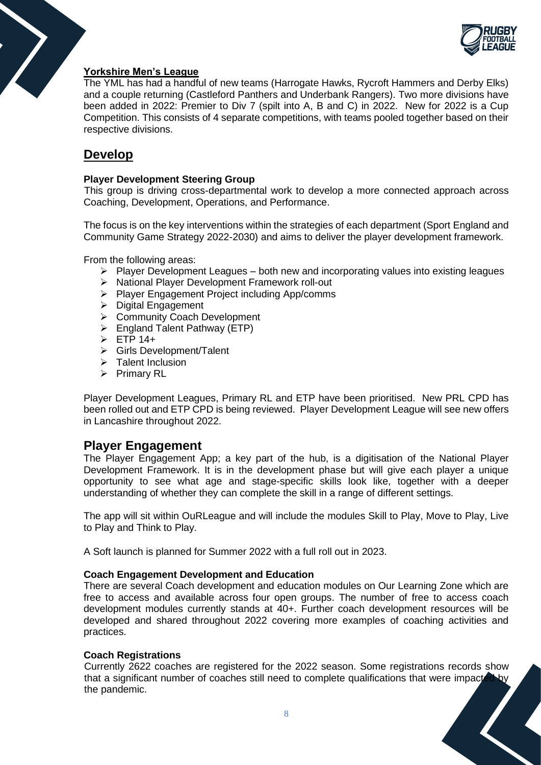**Yorkshire Men's League**

The YML has had a handful of new teams (Harrogate Hawks, Rycroft Hammers and Derby Elks) and a couple returning (Castleford Panthers and Underbank Rangers). Two more divisions have been added in 2022: Premier to Div 7 (spilt into A, B and C) in 2022. New for 2022 is a Cup Competition. This consists of 4 separate competitions, with teams pooled together based on their respective divisions.

## Develop

**Player Development Steering Group**

This group is driving cross-departmental work to develop a more connected approach across Coaching, Development, Operations, and Performance.

The focus is on the key interventions within the strategies of each department (Sport England and Community Game Strategy 2022-2030) and aims to deliver the player development framework.

From the following areas:

- Player Development Leagues – both new and incorporating values into existing leagues
- National Player Development Framework roll-out
- Player Engagement Project including App/comms
- Digital Engagement
- Community Coach Development
- England Talent Pathway (ETP)
- ETP 14+
- Girls Development/Talent
- Talent Inclusion
- Primary RL

Player Development Leagues, Primary RL and ETP have been prioritised. New PRL CPD has been rolled out and ETP CPD is being reviewed. Player Development League will see new offers in Lancashire throughout 2022.

## Player Engagement

The Player Engagement App; a key part of the hub, is a digitisation of the National Player Development Framework. It is in the development phase but will give each player a unique opportunity to see what age and stage-specific skills look like, together with a deeper understanding of whether they can complete the skill in a range of different settings.

The app will sit within OuRLeague and will include the modules Skill to Play, Move to Play, Live to Play and Think to Play.

A Soft launch is planned for Summer 2022 with a full roll out in 2023.

**Coach Engagement Development and Education**

There are several Coach development and education modules on Our Learning Zone which are free to access and available across four open groups. The number of free to access coach development modules currently stands at 40+. Further coach development resources will be developed and shared throughout 2022 covering more examples of coaching activities and practices.

**Coach Registrations**

Currently 2622 coaches are registered for the 2022 season. Some registrations records show that a significant number of coaches still need to complete qualifications that were impacted by the pandemic.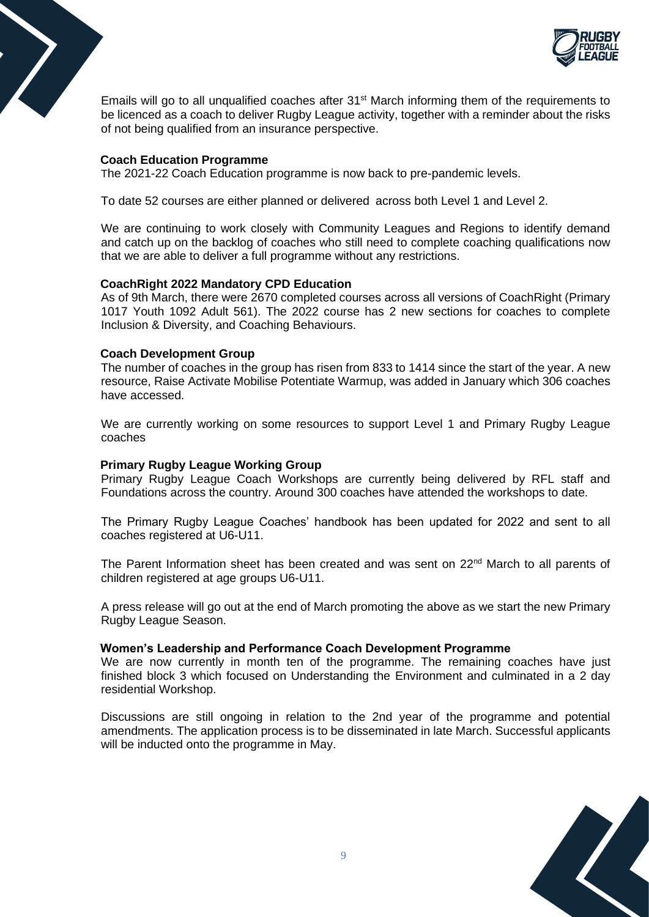Emails will go to all unqualified coaches after 31st March informing them of the requirements to be licenced as a coach to deliver Rugby League activity, together with a reminder about the risks of not being qualified from an insurance perspective.

**Coach Education Programme**

The 2021-22 Coach Education programme is now back to pre-pandemic levels.

To date 52 courses are either planned or delivered across both Level 1 and Level 2.

We are continuing to work closely with Community Leagues and Regions to identify demand and catch up on the backlog of coaches who still need to complete coaching qualifications now that we are able to deliver a full programme without any restrictions.

**CoachRight 2022 Mandatory CPD Education**

As of 9th March, there were 2670 completed courses across all versions of CoachRight (Primary 1017 Youth 1092 Adult 561). The 2022 course has 2 new sections for coaches to complete Inclusion & Diversity, and Coaching Behaviours.

**Coach Development Group**

The number of coaches in the group has risen from 833 to 1414 since the start of the year. A new resource, Raise Activate Mobilise Potentiate Warmup, was added in January which 306 coaches have accessed.

We are currently working on some resources to support Level 1 and Primary Rugby League coaches

**Primary Rugby League Working Group**

Primary Rugby League Coach Workshops are currently being delivered by RFL staff and Foundations across the country. Around 300 coaches have attended the workshops to date.

The Primary Rugby League Coaches' handbook has been updated for 2022 and sent to all coaches registered at U6-U11.

The Parent Information sheet has been created and was sent on 22nd March to all parents of children registered at age groups U6-U11.

A press release will go out at the end of March promoting the above as we start the new Primary Rugby League Season.

**Women's Leadership and Performance Coach Development Programme**

We are now currently in month ten of the programme. The remaining coaches have just finished block 3 which focused on Understanding the Environment and culminated in a 2 day residential Workshop.

Discussions are still ongoing in relation to the 2nd year of the programme and potential amendments. The application process is to be disseminated in late March. Successful applicants will be inducted onto the programme in May.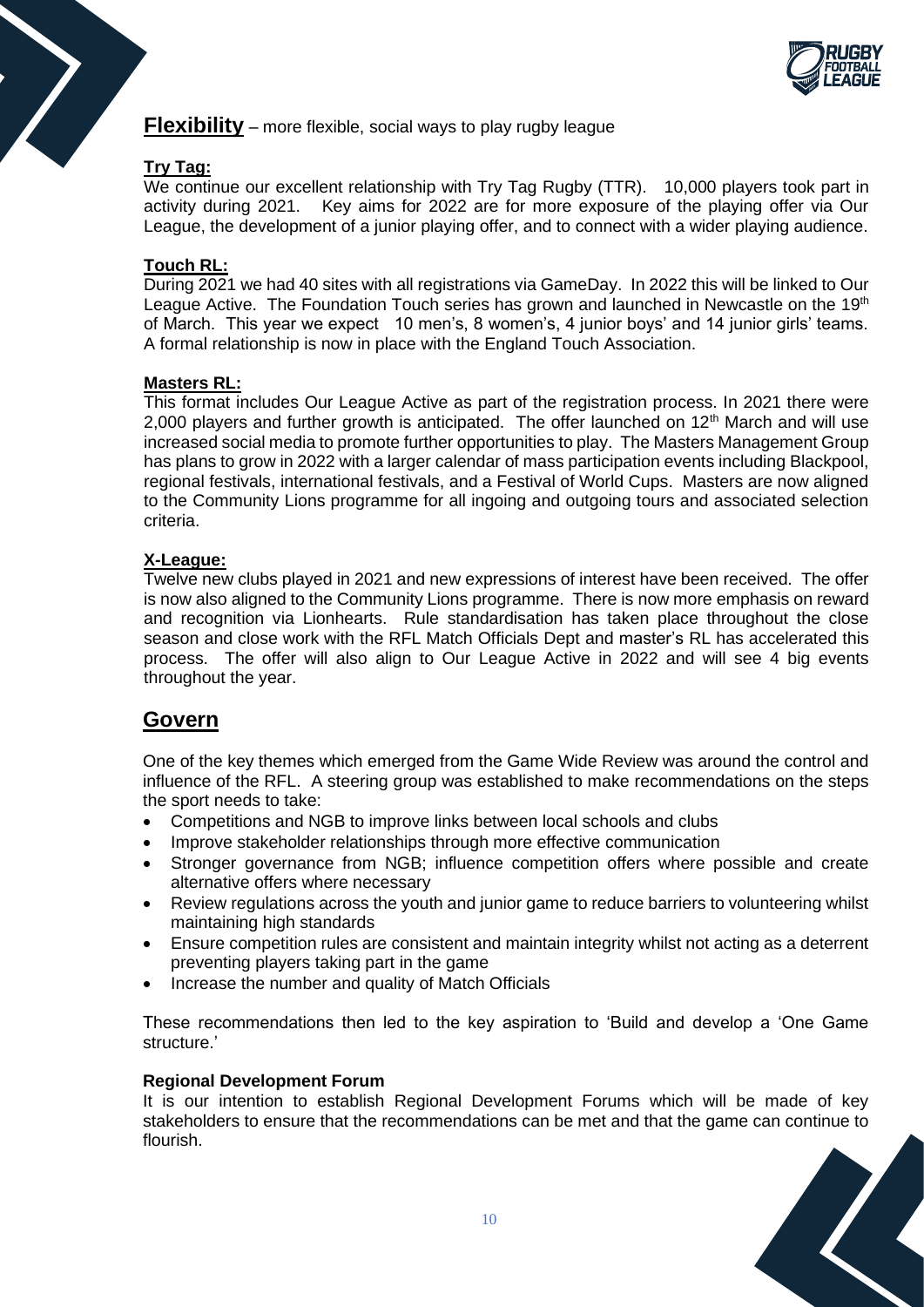## Flexibility – more flexible, social ways to play rugby league

### Try Tag:

We continue our excellent relationship with Try Tag Rugby (TTR). 10,000 players took part in activity during 2021. Key aims for 2022 are for more exposure of the playing offer via Our League, the development of a junior playing offer, and to connect with a wider playing audience.

### Touch RL:

During 2021 we had 40 sites with all registrations via GameDay. In 2022 this will be linked to Our League Active. The Foundation Touch series has grown and launched in Newcastle on the 19th of March. This year we expect 10 men's, 8 women's, 4 junior boys' and 14 junior girls' teams. A formal relationship is now in place with the England Touch Association.

### Masters RL:

This format includes Our League Active as part of the registration process. In 2021 there were 2,000 players and further growth is anticipated. The offer launched on 12th March and will use increased social media to promote further opportunities to play. The Masters Management Group has plans to grow in 2022 with a larger calendar of mass participation events including Blackpool, regional festivals, international festivals, and a Festival of World Cups. Masters are now aligned to the Community Lions programme for all ingoing and outgoing tours and associated selection criteria.

### X-League:

Twelve new clubs played in 2021 and new expressions of interest have been received. The offer is now also aligned to the Community Lions programme. There is now more emphasis on reward and recognition via Lionhearts. Rule standardisation has taken place throughout the close season and close work with the RFL Match Officials Dept and master's RL has accelerated this process. The offer will also align to Our League Active in 2022 and will see 4 big events throughout the year.

## Govern

One of the key themes which emerged from the Game Wide Review was around the control and influence of the RFL. A steering group was established to make recommendations on the steps the sport needs to take:

- Competitions and NGB to improve links between local schools and clubs
- Improve stakeholder relationships through more effective communication
- Stronger governance from NGB; influence competition offers where possible and create alternative offers where necessary
- Review regulations across the youth and junior game to reduce barriers to volunteering whilst maintaining high standards
- Ensure competition rules are consistent and maintain integrity whilst not acting as a deterrent preventing players taking part in the game
- Increase the number and quality of Match Officials

These recommendations then led to the key aspiration to 'Build and develop a 'One Game structure.'

**Regional Development Forum**

It is our intention to establish Regional Development Forums which will be made of key stakeholders to ensure that the recommendations can be met and that the game can continue to flourish.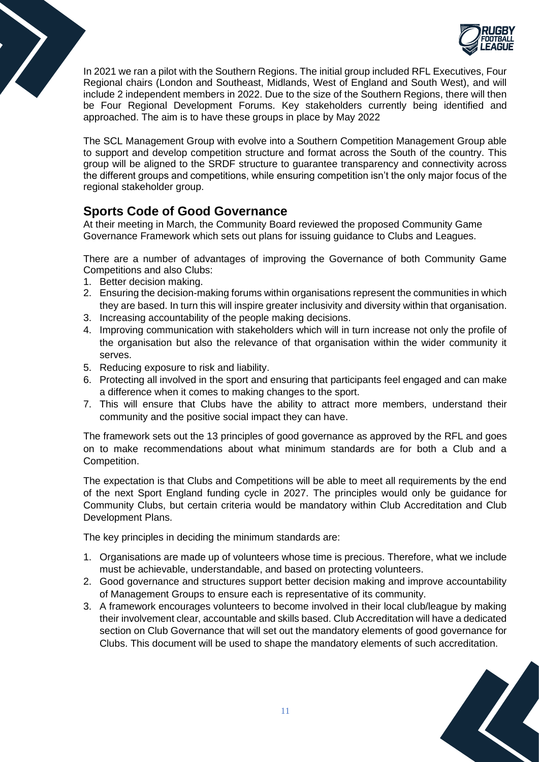In 2021 we ran a pilot with the Southern Regions. The initial group included RFL Executives, Four Regional chairs (London and Southeast, Midlands, West of England and South West), and will include 2 independent members in 2022. Due to the size of the Southern Regions, there will then be Four Regional Development Forums. Key stakeholders currently being identified and approached. The aim is to have these groups in place by May 2022

The SCL Management Group with evolve into a Southern Competition Management Group able to support and develop competition structure and format across the South of the country. This group will be aligned to the SRDF structure to guarantee transparency and connectivity across the different groups and competitions, while ensuring competition isn't the only major focus of the regional stakeholder group.

## Sports Code of Good Governance

At their meeting in March, the Community Board reviewed the proposed Community Game Governance Framework which sets out plans for issuing guidance to Clubs and Leagues.

There are a number of advantages of improving the Governance of both Community Game Competitions and also Clubs:

1. Better decision making.
2. Ensuring the decision-making forums within organisations represent the communities in which they are based. In turn this will inspire greater inclusivity and diversity within that organisation.
3. Increasing accountability of the people making decisions.
4. Improving communication with stakeholders which will in turn increase not only the profile of the organisation but also the relevance of that organisation within the wider community it serves.
5. Reducing exposure to risk and liability.
6. Protecting all involved in the sport and ensuring that participants feel engaged and can make a difference when it comes to making changes to the sport.
7. This will ensure that Clubs have the ability to attract more members, understand their community and the positive social impact they can have.

The framework sets out the 13 principles of good governance as approved by the RFL and goes on to make recommendations about what minimum standards are for both a Club and a Competition.

The expectation is that Clubs and Competitions will be able to meet all requirements by the end of the next Sport England funding cycle in 2027. The principles would only be guidance for Community Clubs, but certain criteria would be mandatory within Club Accreditation and Club Development Plans.

The key principles in deciding the minimum standards are:

1. Organisations are made up of volunteers whose time is precious. Therefore, what we include must be achievable, understandable, and based on protecting volunteers.
2. Good governance and structures support better decision making and improve accountability of Management Groups to ensure each is representative of its community.
3. A framework encourages volunteers to become involved in their local club/league by making their involvement clear, accountable and skills based. Club Accreditation will have a dedicated section on Club Governance that will set out the mandatory elements of good governance for Clubs. This document will be used to shape the mandatory elements of such accreditation.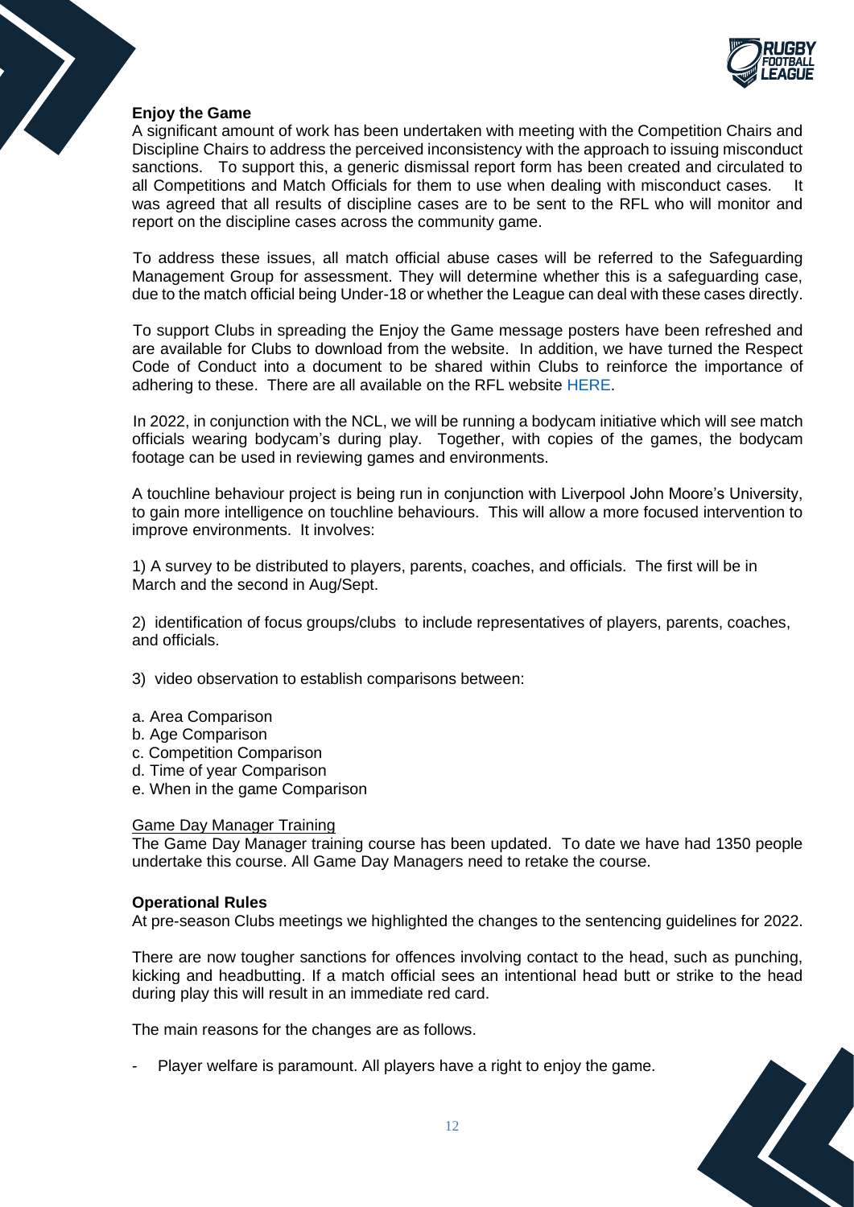**Enjoy the Game**

A significant amount of work has been undertaken with meeting with the Competition Chairs and Discipline Chairs to address the perceived inconsistency with the approach to issuing misconduct sanctions. To support this, a generic dismissal report form has been created and circulated to all Competitions and Match Officials for them to use when dealing with misconduct cases. It was agreed that all results of discipline cases are to be sent to the RFL who will monitor and report on the discipline cases across the community game.

To address these issues, all match official abuse cases will be referred to the Safeguarding Management Group for assessment. They will determine whether this is a safeguarding case, due to the match official being Under-18 or whether the League can deal with these cases directly.

To support Clubs in spreading the Enjoy the Game message posters have been refreshed and are available for Clubs to download from the website. In addition, we have turned the Respect Code of Conduct into a document to be shared within Clubs to reinforce the importance of adhering to these. There are all available on the RFL website HERE.

In 2022, in conjunction with the NCL, we will be running a bodycam initiative which will see match officials wearing bodycam's during play. Together, with copies of the games, the bodycam footage can be used in reviewing games and environments.

A touchline behaviour project is being run in conjunction with Liverpool John Moore's University, to gain more intelligence on touchline behaviours. This will allow a more focused intervention to improve environments. It involves:

1) A survey to be distributed to players, parents, coaches, and officials. The first will be in March and the second in Aug/Sept.

2) identification of focus groups/clubs to include representatives of players, parents, coaches, and officials.

3) video observation to establish comparisons between:

a. Area Comparison
b. Age Comparison
c. Competition Comparison
d. Time of year Comparison
e. When in the game Comparison

<u>Game Day Manager Training</u>

The Game Day Manager training course has been updated. To date we have had 1350 people undertake this course. All Game Day Managers need to retake the course.

**Operational Rules**

At pre-season Clubs meetings we highlighted the changes to the sentencing guidelines for 2022.

There are now tougher sanctions for offences involving contact to the head, such as punching, kicking and headbutting. If a match official sees an intentional head butt or strike to the head during play this will result in an immediate red card.

The main reasons for the changes are as follows.

- Player welfare is paramount. All players have a right to enjoy the game.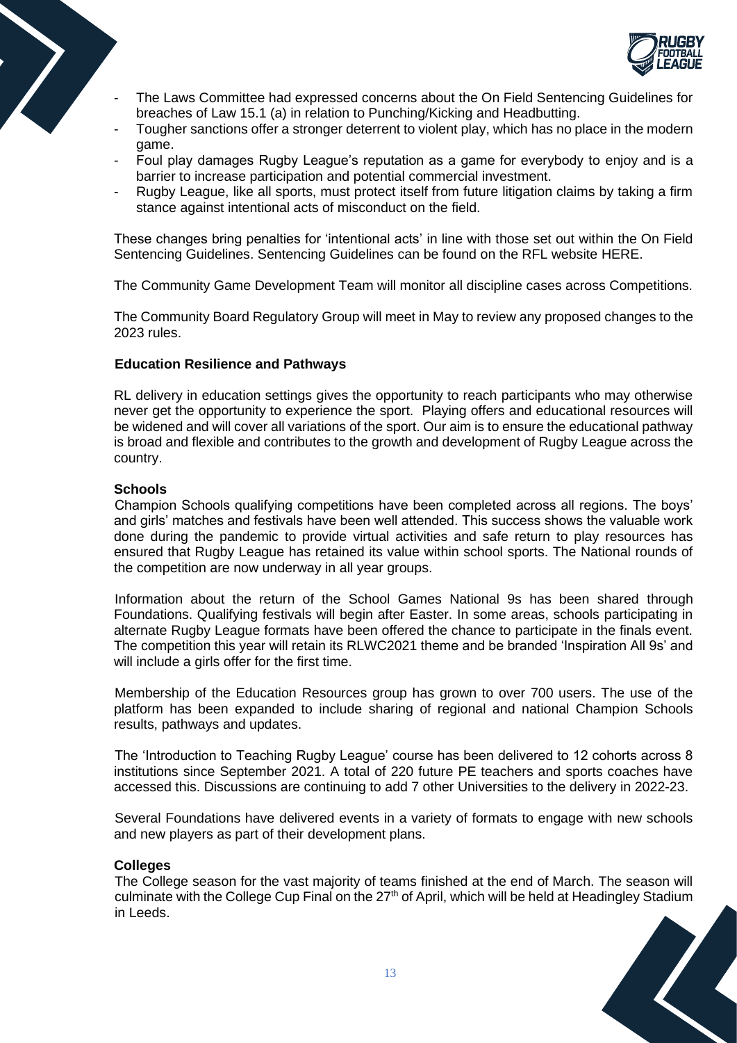- The Laws Committee had expressed concerns about the On Field Sentencing Guidelines for breaches of Law 15.1 (a) in relation to Punching/Kicking and Headbutting.
- Tougher sanctions offer a stronger deterrent to violent play, which has no place in the modern game.
- Foul play damages Rugby League's reputation as a game for everybody to enjoy and is a barrier to increase participation and potential commercial investment.
- Rugby League, like all sports, must protect itself from future litigation claims by taking a firm stance against intentional acts of misconduct on the field.

These changes bring penalties for 'intentional acts' in line with those set out within the On Field Sentencing Guidelines. Sentencing Guidelines can be found on the RFL website HERE.

The Community Game Development Team will monitor all discipline cases across Competitions.

The Community Board Regulatory Group will meet in May to review any proposed changes to the 2023 rules.

### Education Resilience and Pathways

RL delivery in education settings gives the opportunity to reach participants who may otherwise never get the opportunity to experience the sport. Playing offers and educational resources will be widened and will cover all variations of the sport. Our aim is to ensure the educational pathway is broad and flexible and contributes to the growth and development of Rugby League across the country.

#### Schools

Champion Schools qualifying competitions have been completed across all regions. The boys' and girls' matches and festivals have been well attended. This success shows the valuable work done during the pandemic to provide virtual activities and safe return to play resources has ensured that Rugby League has retained its value within school sports. The National rounds of the competition are now underway in all year groups.

Information about the return of the School Games National 9s has been shared through Foundations. Qualifying festivals will begin after Easter. In some areas, schools participating in alternate Rugby League formats have been offered the chance to participate in the finals event. The competition this year will retain its RLWC2021 theme and be branded 'Inspiration All 9s' and will include a girls offer for the first time.

Membership of the Education Resources group has grown to over 700 users. The use of the platform has been expanded to include sharing of regional and national Champion Schools results, pathways and updates.

The 'Introduction to Teaching Rugby League' course has been delivered to 12 cohorts across 8 institutions since September 2021. A total of 220 future PE teachers and sports coaches have accessed this. Discussions are continuing to add 7 other Universities to the delivery in 2022-23.

Several Foundations have delivered events in a variety of formats to engage with new schools and new players as part of their development plans.

#### Colleges

The College season for the vast majority of teams finished at the end of March. The season will culminate with the College Cup Final on the 27th of April, which will be held at Headingley Stadium in Leeds.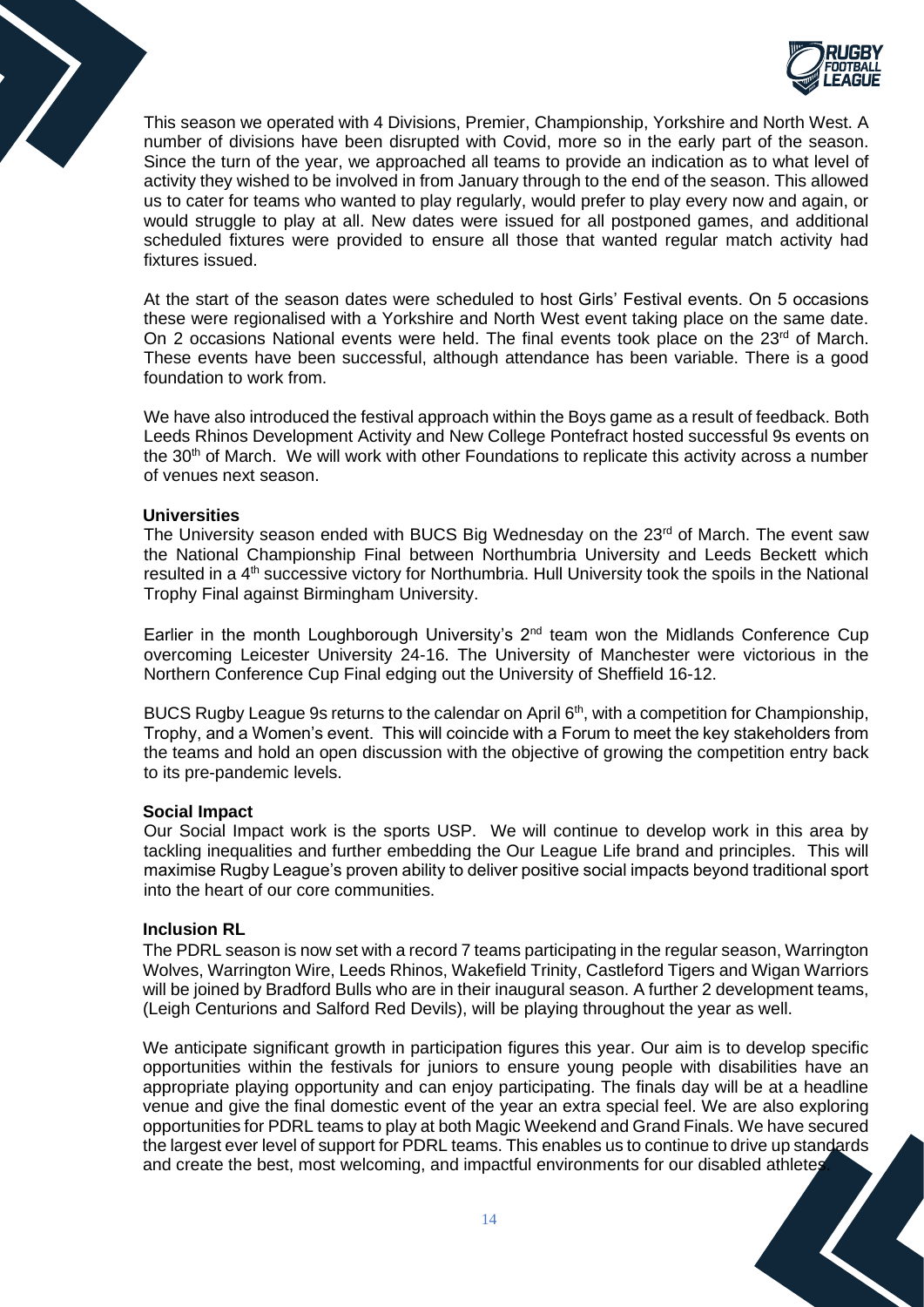This season we operated with 4 Divisions, Premier, Championship, Yorkshire and North West. A number of divisions have been disrupted with Covid, more so in the early part of the season. Since the turn of the year, we approached all teams to provide an indication as to what level of activity they wished to be involved in from January through to the end of the season. This allowed us to cater for teams who wanted to play regularly, would prefer to play every now and again, or would struggle to play at all. New dates were issued for all postponed games, and additional scheduled fixtures were provided to ensure all those that wanted regular match activity had fixtures issued.

At the start of the season dates were scheduled to host Girls' Festival events. On 5 occasions these were regionalised with a Yorkshire and North West event taking place on the same date. On 2 occasions National events were held. The final events took place on the 23rd of March. These events have been successful, although attendance has been variable. There is a good foundation to work from.

We have also introduced the festival approach within the Boys game as a result of feedback. Both Leeds Rhinos Development Activity and New College Pontefract hosted successful 9s events on the 30th of March. We will work with other Foundations to replicate this activity across a number of venues next season.

**Universities**

The University season ended with BUCS Big Wednesday on the 23rd of March. The event saw the National Championship Final between Northumbria University and Leeds Beckett which resulted in a 4th successive victory for Northumbria. Hull University took the spoils in the National Trophy Final against Birmingham University.

Earlier in the month Loughborough University's 2nd team won the Midlands Conference Cup overcoming Leicester University 24-16. The University of Manchester were victorious in the Northern Conference Cup Final edging out the University of Sheffield 16-12.

BUCS Rugby League 9s returns to the calendar on April 6th, with a competition for Championship, Trophy, and a Women's event. This will coincide with a Forum to meet the key stakeholders from the teams and hold an open discussion with the objective of growing the competition entry back to its pre-pandemic levels.

**Social Impact**

Our Social Impact work is the sports USP. We will continue to develop work in this area by tackling inequalities and further embedding the Our League Life brand and principles. This will maximise Rugby League's proven ability to deliver positive social impacts beyond traditional sport into the heart of our core communities.

**Inclusion RL**

The PDRL season is now set with a record 7 teams participating in the regular season, Warrington Wolves, Warrington Wire, Leeds Rhinos, Wakefield Trinity, Castleford Tigers and Wigan Warriors will be joined by Bradford Bulls who are in their inaugural season. A further 2 development teams, (Leigh Centurions and Salford Red Devils), will be playing throughout the year as well.

We anticipate significant growth in participation figures this year. Our aim is to develop specific opportunities within the festivals for juniors to ensure young people with disabilities have an appropriate playing opportunity and can enjoy participating. The finals day will be at a headline venue and give the final domestic event of the year an extra special feel. We are also exploring opportunities for PDRL teams to play at both Magic Weekend and Grand Finals. We have secured the largest ever level of support for PDRL teams. This enables us to continue to drive up standards and create the best, most welcoming, and impactful environments for our disabled athletes.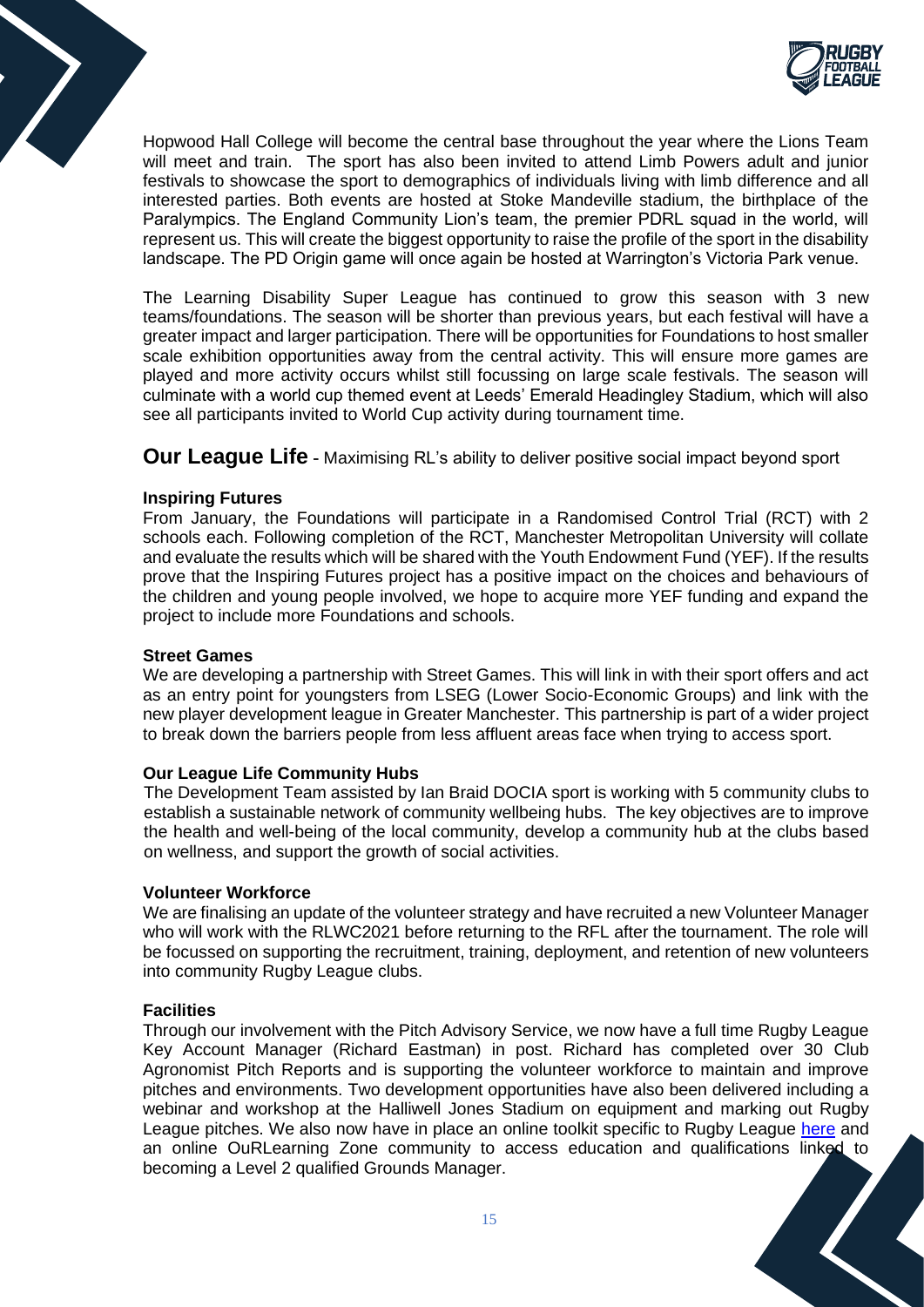Hopwood Hall College will become the central base throughout the year where the Lions Team will meet and train. The sport has also been invited to attend Limb Powers adult and junior festivals to showcase the sport to demographics of individuals living with limb difference and all interested parties. Both events are hosted at Stoke Mandeville stadium, the birthplace of the Paralympics. The England Community Lion's team, the premier PDRL squad in the world, will represent us. This will create the biggest opportunity to raise the profile of the sport in the disability landscape. The PD Origin game will once again be hosted at Warrington's Victoria Park venue.

The Learning Disability Super League has continued to grow this season with 3 new teams/foundations. The season will be shorter than previous years, but each festival will have a greater impact and larger participation. There will be opportunities for Foundations to host smaller scale exhibition opportunities away from the central activity. This will ensure more games are played and more activity occurs whilst still focussing on large scale festivals. The season will culminate with a world cup themed event at Leeds' Emerald Headingley Stadium, which will also see all participants invited to World Cup activity during tournament time.

## Our League Life - Maximising RL's ability to deliver positive social impact beyond sport

### Inspiring Futures

From January, the Foundations will participate in a Randomised Control Trial (RCT) with 2 schools each. Following completion of the RCT, Manchester Metropolitan University will collate and evaluate the results which will be shared with the Youth Endowment Fund (YEF). If the results prove that the Inspiring Futures project has a positive impact on the choices and behaviours of the children and young people involved, we hope to acquire more YEF funding and expand the project to include more Foundations and schools.

### Street Games

We are developing a partnership with Street Games. This will link in with their sport offers and act as an entry point for youngsters from LSEG (Lower Socio-Economic Groups) and link with the new player development league in Greater Manchester. This partnership is part of a wider project to break down the barriers people from less affluent areas face when trying to access sport.

### Our League Life Community Hubs

The Development Team assisted by Ian Braid DOCIA sport is working with 5 community clubs to establish a sustainable network of community wellbeing hubs. The key objectives are to improve the health and well-being of the local community, develop a community hub at the clubs based on wellness, and support the growth of social activities.

### Volunteer Workforce

We are finalising an update of the volunteer strategy and have recruited a new Volunteer Manager who will work with the RLWC2021 before returning to the RFL after the tournament. The role will be focussed on supporting the recruitment, training, deployment, and retention of new volunteers into community Rugby League clubs.

### Facilities

Through our involvement with the Pitch Advisory Service, we now have a full time Rugby League Key Account Manager (Richard Eastman) in post. Richard has completed over 30 Club Agronomist Pitch Reports and is supporting the volunteer workforce to maintain and improve pitches and environments. Two development opportunities have also been delivered including a webinar and workshop at the Halliwell Jones Stadium on equipment and marking out Rugby League pitches. We also now have in place an online toolkit specific to Rugby League here and an online OuRLearning Zone community to access education and qualifications linked to becoming a Level 2 qualified Grounds Manager.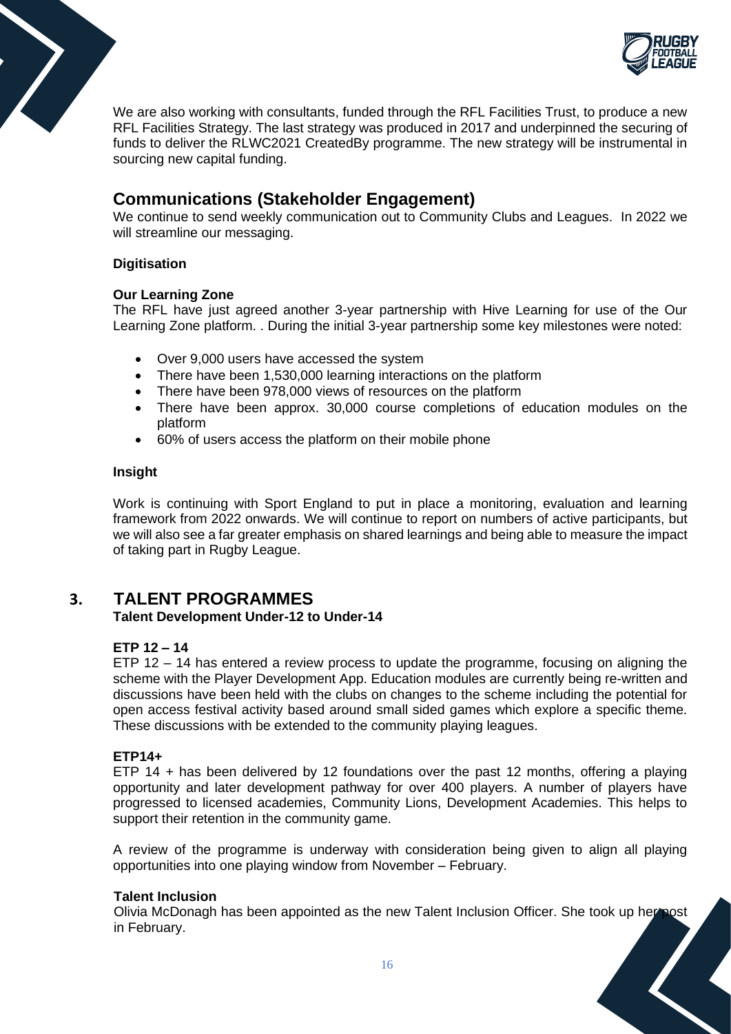We are also working with consultants, funded through the RFL Facilities Trust, to produce a new RFL Facilities Strategy. The last strategy was produced in 2017 and underpinned the securing of funds to deliver the RLWC2021 CreatedBy programme. The new strategy will be instrumental in sourcing new capital funding.

## Communications (Stakeholder Engagement)

We continue to send weekly communication out to Community Clubs and Leagues. In 2022 we will streamline our messaging.

**Digitisation**

**Our Learning Zone**

The RFL have just agreed another 3-year partnership with Hive Learning for use of the Our Learning Zone platform. . During the initial 3-year partnership some key milestones were noted:

- Over 9,000 users have accessed the system
- There have been 1,530,000 learning interactions on the platform
- There have been 978,000 views of resources on the platform
- There have been approx. 30,000 course completions of education modules on the platform
- 60% of users access the platform on their mobile phone

**Insight**

Work is continuing with Sport England to put in place a monitoring, evaluation and learning framework from 2022 onwards. We will continue to report on numbers of active participants, but we will also see a far greater emphasis on shared learnings and being able to measure the impact of taking part in Rugby League.

## 3. TALENT PROGRAMMES

**Talent Development Under-12 to Under-14**

**ETP 12 – 14**

ETP 12 – 14 has entered a review process to update the programme, focusing on aligning the scheme with the Player Development App. Education modules are currently being re-written and discussions have been held with the clubs on changes to the scheme including the potential for open access festival activity based around small sided games which explore a specific theme. These discussions with be extended to the community playing leagues.

**ETP14+**

ETP 14 + has been delivered by 12 foundations over the past 12 months, offering a playing opportunity and later development pathway for over 400 players. A number of players have progressed to licensed academies, Community Lions, Development Academies. This helps to support their retention in the community game.

A review of the programme is underway with consideration being given to align all playing opportunities into one playing window from November – February.

**Talent Inclusion**

Olivia McDonagh has been appointed as the new Talent Inclusion Officer. She took up her post in February.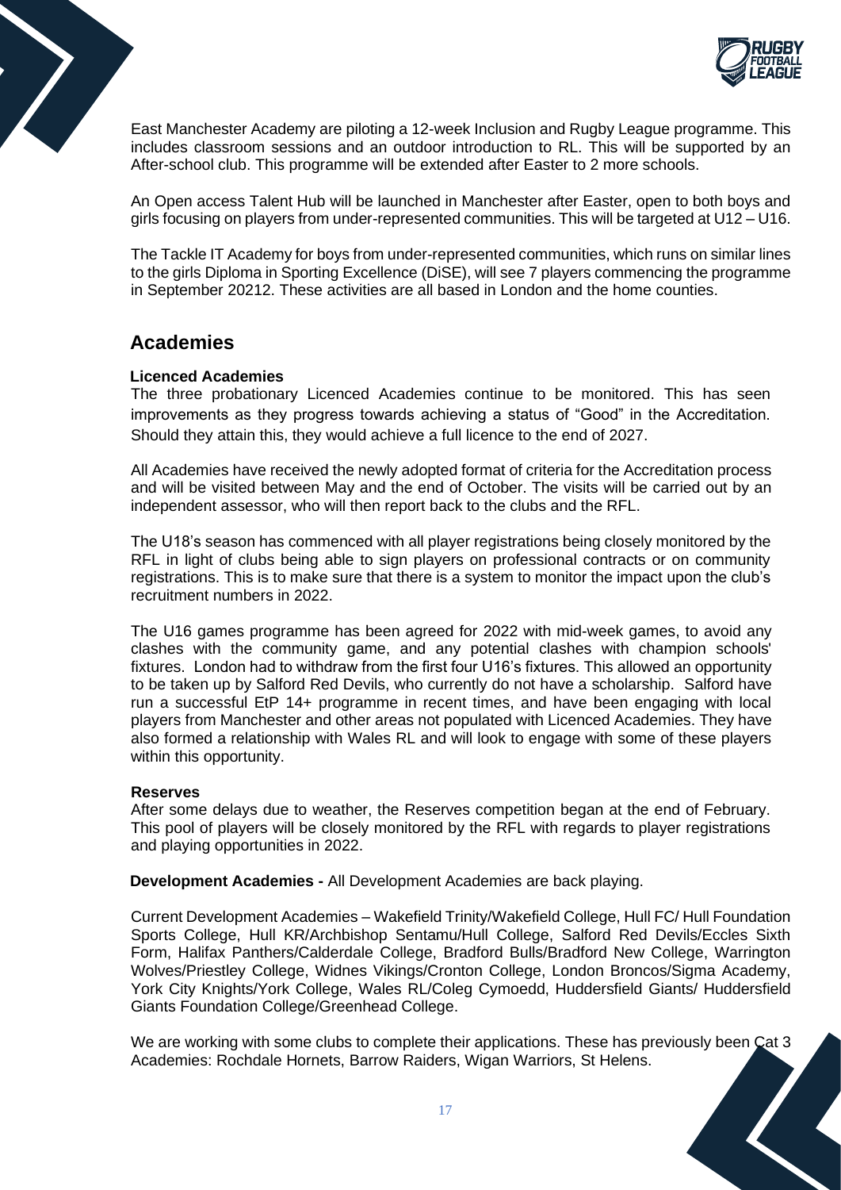East Manchester Academy are piloting a 12-week Inclusion and Rugby League programme. This includes classroom sessions and an outdoor introduction to RL. This will be supported by an After-school club. This programme will be extended after Easter to 2 more schools.

An Open access Talent Hub will be launched in Manchester after Easter, open to both boys and girls focusing on players from under-represented communities. This will be targeted at U12 – U16.

The Tackle IT Academy for boys from under-represented communities, which runs on similar lines to the girls Diploma in Sporting Excellence (DiSE), will see 7 players commencing the programme in September 20212. These activities are all based in London and the home counties.

## Academies

### Licenced Academies

The three probationary Licenced Academies continue to be monitored. This has seen improvements as they progress towards achieving a status of "Good" in the Accreditation. Should they attain this, they would achieve a full licence to the end of 2027.

All Academies have received the newly adopted format of criteria for the Accreditation process and will be visited between May and the end of October. The visits will be carried out by an independent assessor, who will then report back to the clubs and the RFL.

The U18's season has commenced with all player registrations being closely monitored by the RFL in light of clubs being able to sign players on professional contracts or on community registrations. This is to make sure that there is a system to monitor the impact upon the club's recruitment numbers in 2022.

The U16 games programme has been agreed for 2022 with mid-week games, to avoid any clashes with the community game, and any potential clashes with champion schools' fixtures. London had to withdraw from the first four U16's fixtures. This allowed an opportunity to be taken up by Salford Red Devils, who currently do not have a scholarship. Salford have run a successful EtP 14+ programme in recent times, and have been engaging with local players from Manchester and other areas not populated with Licenced Academies. They have also formed a relationship with Wales RL and will look to engage with some of these players within this opportunity.

### Reserves

After some delays due to weather, the Reserves competition began at the end of February. This pool of players will be closely monitored by the RFL with regards to player registrations and playing opportunities in 2022.

**Development Academies -** All Development Academies are back playing.

Current Development Academies – Wakefield Trinity/Wakefield College, Hull FC/ Hull Foundation Sports College, Hull KR/Archbishop Sentamu/Hull College, Salford Red Devils/Eccles Sixth Form, Halifax Panthers/Calderdale College, Bradford Bulls/Bradford New College, Warrington Wolves/Priestley College, Widnes Vikings/Cronton College, London Broncos/Sigma Academy, York City Knights/York College, Wales RL/Coleg Cymoedd, Huddersfield Giants/ Huddersfield Giants Foundation College/Greenhead College.

We are working with some clubs to complete their applications. These has previously been Cat 3 Academies: Rochdale Hornets, Barrow Raiders, Wigan Warriors, St Helens.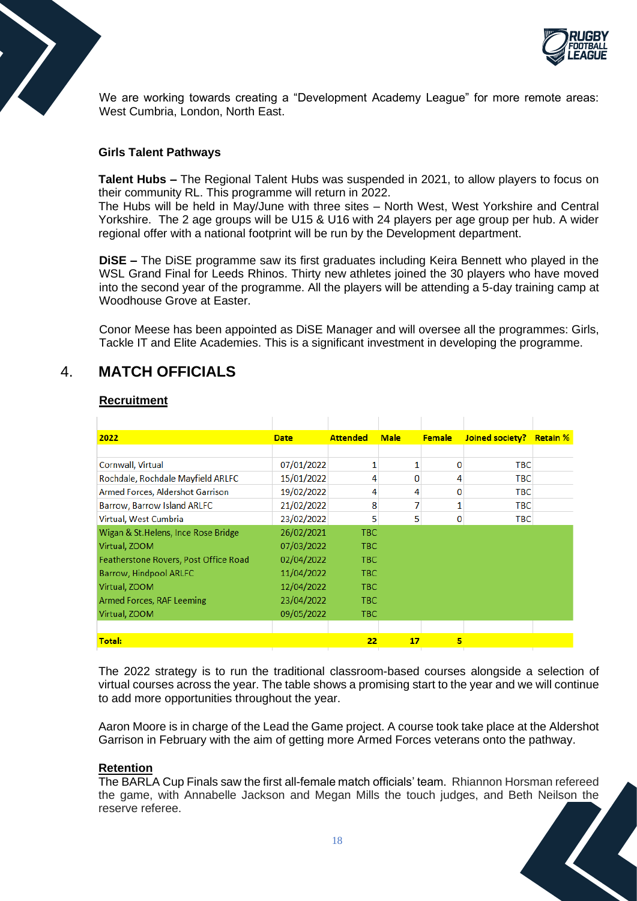We are working towards creating a "Development Academy League" for more remote areas: West Cumbria, London, North East.

**Girls Talent Pathways**

**Talent Hubs –** The Regional Talent Hubs was suspended in 2021, to allow players to focus on their community RL. This programme will return in 2022.
The Hubs will be held in May/June with three sites – North West, West Yorkshire and Central Yorkshire. The 2 age groups will be U15 & U16 with 24 players per age group per hub. A wider regional offer with a national footprint will be run by the Development department.

**DiSE –** The DiSE programme saw its first graduates including Keira Bennett who played in the WSL Grand Final for Leeds Rhinos. Thirty new athletes joined the 30 players who have moved into the second year of the programme. All the players will be attending a 5-day training camp at Woodhouse Grove at Easter.

Conor Meese has been appointed as DiSE Manager and will oversee all the programmes: Girls, Tackle IT and Elite Academies. This is a significant investment in developing the programme.

## 4. MATCH OFFICIALS

**Recruitment**

| 2022 | Date | Attended | Male | Female | Joined society? | Retain % |
|---|---|---|---|---|---|---|
| Cornwall, Virtual | 07/01/2022 | 1 | 1 | 0 | TBC | |
| Rochdale, Rochdale Mayfield ARLFC | 15/01/2022 | 4 | 0 | 4 | TBC | |
| Armed Forces, Aldershot Garrison | 19/02/2022 | 4 | 4 | 0 | TBC | |
| Barrow, Barrow Island ARLFC | 21/02/2022 | 8 | 7 | 1 | TBC | |
| Virtual, West Cumbria | 23/02/2022 | 5 | 5 | 0 | TBC | |
| Wigan & St.Helens, Ince Rose Bridge | 26/02/2021 | TBC | | | | |
| Virtual, ZOOM | 07/03/2022 | TBC | | | | |
| Featherstone Rovers, Post Office Road | 02/04/2022 | TBC | | | | |
| Barrow, Hindpool ARLFC | 11/04/2022 | TBC | | | | |
| Virtual, ZOOM | 12/04/2022 | TBC | | | | |
| Armed Forces, RAF Leeming | 23/04/2022 | TBC | | | | |
| Virtual, ZOOM | 09/05/2022 | TBC | | | | |
| **Total:** | | **22** | **17** | **5** | | |

The 2022 strategy is to run the traditional classroom-based courses alongside a selection of virtual courses across the year. The table shows a promising start to the year and we will continue to add more opportunities throughout the year.

Aaron Moore is in charge of the Lead the Game project. A course took take place at the Aldershot Garrison in February with the aim of getting more Armed Forces veterans onto the pathway.

**Retention**

The BARLA Cup Finals saw the first all-female match officials' team. Rhiannon Horsman refereed the game, with Annabelle Jackson and Megan Mills the touch judges, and Beth Neilson the reserve referee.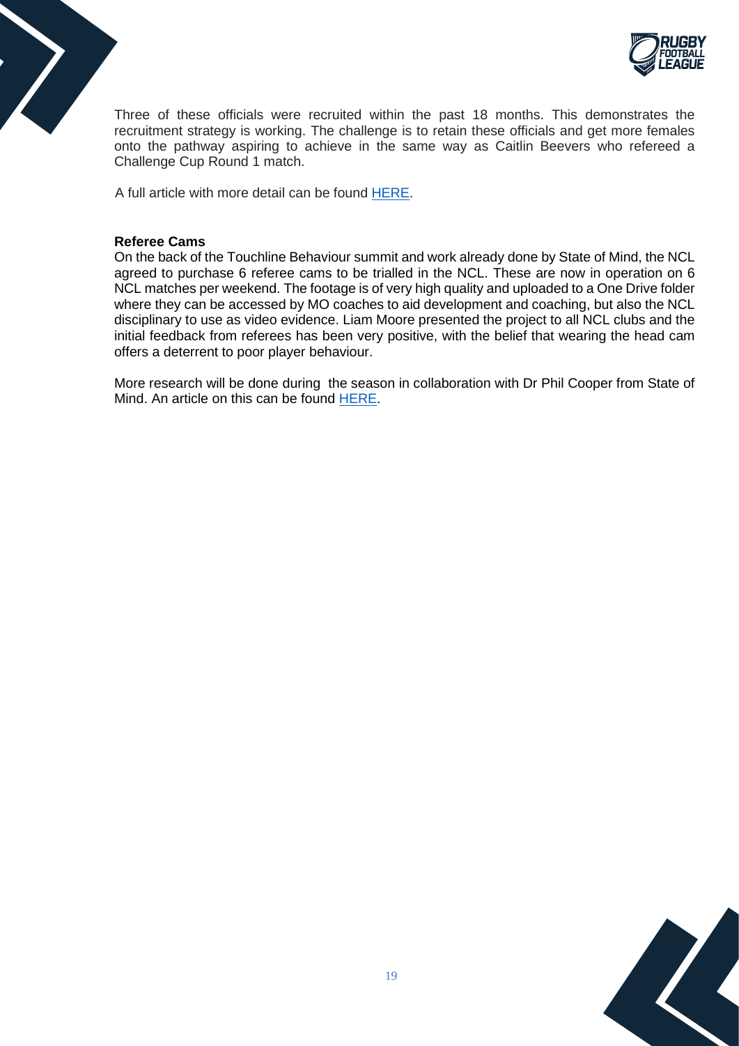Three of these officials were recruited within the past 18 months. This demonstrates the recruitment strategy is working. The challenge is to retain these officials and get more females onto the pathway aspiring to achieve in the same way as Caitlin Beevers who refereed a Challenge Cup Round 1 match.

A full article with more detail can be found HERE.

**Referee Cams**

On the back of the Touchline Behaviour summit and work already done by State of Mind, the NCL agreed to purchase 6 referee cams to be trialled in the NCL. These are now in operation on 6 NCL matches per weekend. The footage is of very high quality and uploaded to a One Drive folder where they can be accessed by MO coaches to aid development and coaching, but also the NCL disciplinary to use as video evidence. Liam Moore presented the project to all NCL clubs and the initial feedback from referees has been very positive, with the belief that wearing the head cam offers a deterrent to poor player behaviour.

More research will be done during the season in collaboration with Dr Phil Cooper from State of Mind. An article on this can be found HERE.